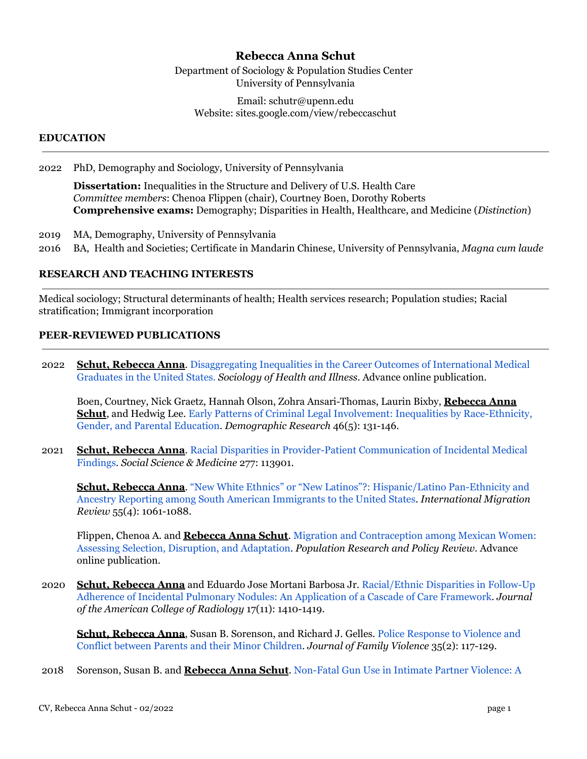# Rebecca Anna Schut

Department of Sociology & Population Studies Center
University of Pennsylvania

Email: schutr@upenn.edu
Website: sites.google.com/view/rebeccaschut

## EDUCATION

2022 PhD, Demography and Sociology, University of Pennsylvania

**Dissertation:** Inequalities in the Structure and Delivery of U.S. Health Care
*Committee members*: Chenoa Flippen (chair), Courtney Boen, Dorothy Roberts
**Comprehensive exams:** Demography; Disparities in Health, Healthcare, and Medicine (*Distinction*)

2019 MA, Demography, University of Pennsylvania

2016 BA, Health and Societies; Certificate in Mandarin Chinese, University of Pennsylvania, *Magna cum laude*

## RESEARCH AND TEACHING INTERESTS

Medical sociology; Structural determinants of health; Health services research; Population studies; Racial stratification; Immigrant incorporation

## PEER-REVIEWED PUBLICATIONS

2022 **Schut, Rebecca Anna**. Disaggregating Inequalities in the Career Outcomes of International Medical Graduates in the United States. *Sociology of Health and Illness*. Advance online publication.

Boen, Courtney, Nick Graetz, Hannah Olson, Zohra Ansari-Thomas, Laurin Bixby, **Rebecca Anna Schut**, and Hedwig Lee. Early Patterns of Criminal Legal Involvement: Inequalities by Race-Ethnicity, Gender, and Parental Education. *Demographic Research* 46(5): 131-146.

2021 **Schut, Rebecca Anna**. Racial Disparities in Provider-Patient Communication of Incidental Medical Findings. *Social Science & Medicine* 277: 113901.

**Schut, Rebecca Anna**. "New White Ethnics" or "New Latinos"?: Hispanic/Latino Pan-Ethnicity and Ancestry Reporting among South American Immigrants to the United States. *International Migration Review* 55(4): 1061-1088.

Flippen, Chenoa A. and **Rebecca Anna Schut**. Migration and Contraception among Mexican Women: Assessing Selection, Disruption, and Adaptation. *Population Research and Policy Review*. Advance online publication.

2020 **Schut, Rebecca Anna** and Eduardo Jose Mortani Barbosa Jr. Racial/Ethnic Disparities in Follow-Up Adherence of Incidental Pulmonary Nodules: An Application of a Cascade of Care Framework. *Journal of the American College of Radiology* 17(11): 1410-1419.

**Schut, Rebecca Anna**, Susan B. Sorenson, and Richard J. Gelles. Police Response to Violence and Conflict between Parents and their Minor Children. *Journal of Family Violence* 35(2): 117-129.

2018 Sorenson, Susan B. and **Rebecca Anna Schut**. Non-Fatal Gun Use in Intimate Partner Violence: A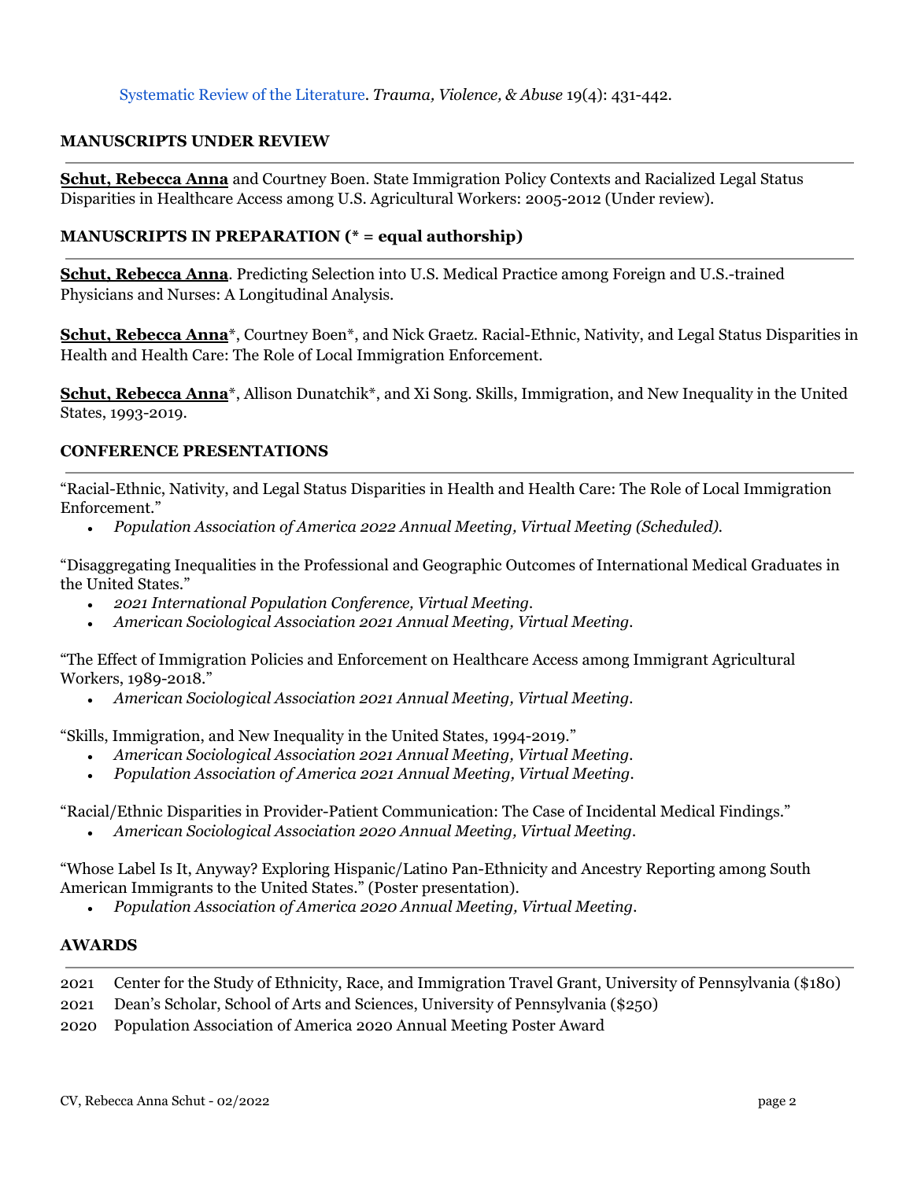[Systematic Review of the Literature](). *Trauma, Violence, & Abuse* 19(4): 431-442.

## MANUSCRIPTS UNDER REVIEW

**Schut, Rebecca Anna** and Courtney Boen. State Immigration Policy Contexts and Racialized Legal Status Disparities in Healthcare Access among U.S. Agricultural Workers: 2005-2012 (Under review).

## MANUSCRIPTS IN PREPARATION (* = equal authorship)

**Schut, Rebecca Anna**. Predicting Selection into U.S. Medical Practice among Foreign and U.S.-trained Physicians and Nurses: A Longitudinal Analysis.

**Schut, Rebecca Anna***, Courtney Boen*, and Nick Graetz. Racial-Ethnic, Nativity, and Legal Status Disparities in Health and Health Care: The Role of Local Immigration Enforcement.

**Schut, Rebecca Anna***, Allison Dunatchik*, and Xi Song. Skills, Immigration, and New Inequality in the United States, 1993-2019.

## CONFERENCE PRESENTATIONS

"Racial-Ethnic, Nativity, and Legal Status Disparities in Health and Health Care: The Role of Local Immigration Enforcement."

- *Population Association of America 2022 Annual Meeting, Virtual Meeting (Scheduled).*

"Disaggregating Inequalities in the Professional and Geographic Outcomes of International Medical Graduates in the United States."

- *2021 International Population Conference, Virtual Meeting.*
- *American Sociological Association 2021 Annual Meeting, Virtual Meeting.*

"The Effect of Immigration Policies and Enforcement on Healthcare Access among Immigrant Agricultural Workers, 1989-2018."

- *American Sociological Association 2021 Annual Meeting, Virtual Meeting.*

"Skills, Immigration, and New Inequality in the United States, 1994-2019."

- *American Sociological Association 2021 Annual Meeting, Virtual Meeting.*
- *Population Association of America 2021 Annual Meeting, Virtual Meeting.*

"Racial/Ethnic Disparities in Provider-Patient Communication: The Case of Incidental Medical Findings."

- *American Sociological Association 2020 Annual Meeting, Virtual Meeting.*

"Whose Label Is It, Anyway? Exploring Hispanic/Latino Pan-Ethnicity and Ancestry Reporting among South American Immigrants to the United States." (Poster presentation).

- *Population Association of America 2020 Annual Meeting, Virtual Meeting.*

## AWARDS

2021 Center for the Study of Ethnicity, Race, and Immigration Travel Grant, University of Pennsylvania ($180)

2021 Dean's Scholar, School of Arts and Sciences, University of Pennsylvania ($250)

2020 Population Association of America 2020 Annual Meeting Poster Award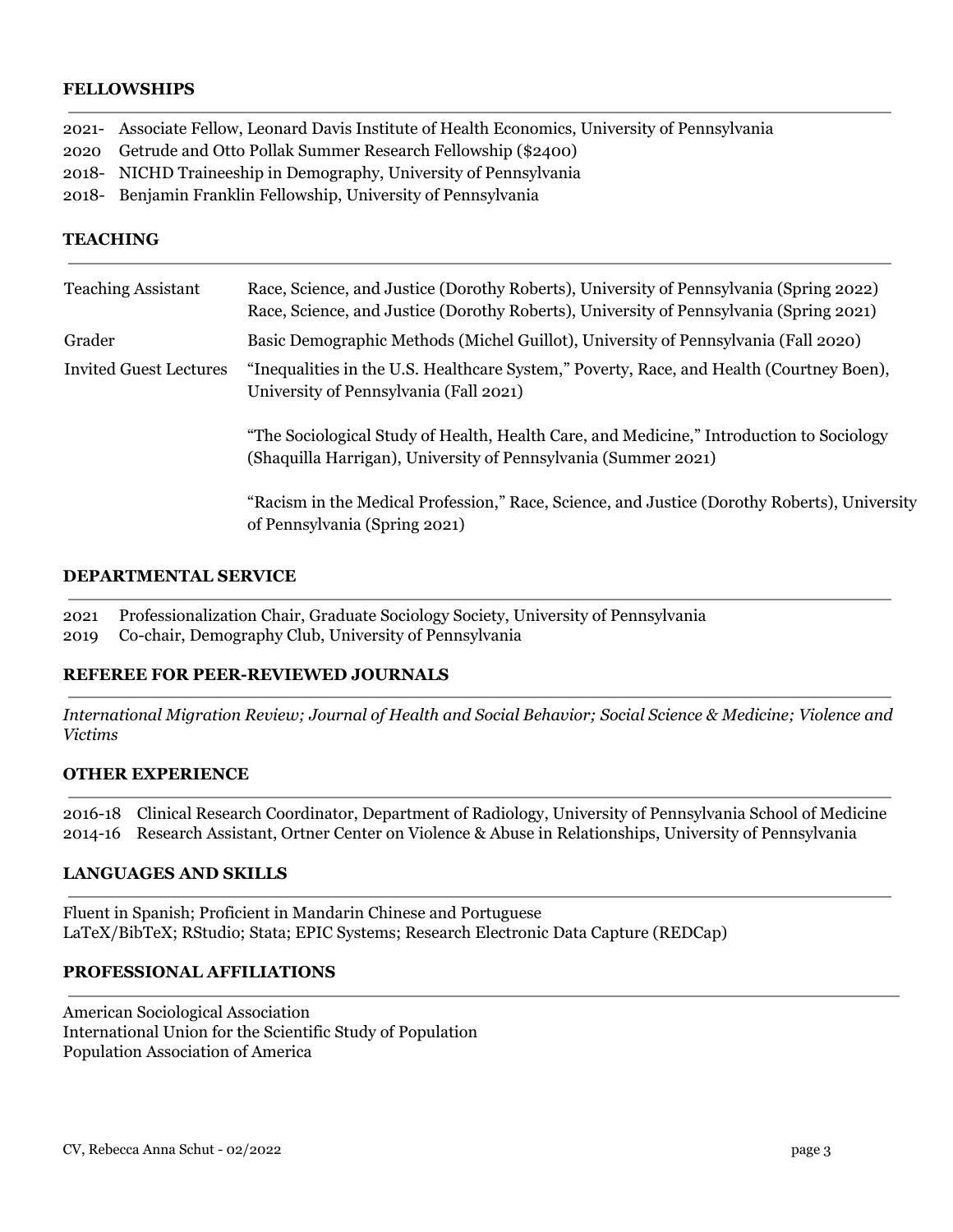## FELLOWSHIPS

2021- Associate Fellow, Leonard Davis Institute of Health Economics, University of Pennsylvania
2020 Getrude and Otto Pollak Summer Research Fellowship ($2400)
2018- NICHD Traineeship in Demography, University of Pennsylvania
2018- Benjamin Franklin Fellowship, University of Pennsylvania

## TEACHING

| | |
|---|---|
| Teaching Assistant | Race, Science, and Justice (Dorothy Roberts), University of Pennsylvania (Spring 2022)<br>Race, Science, and Justice (Dorothy Roberts), University of Pennsylvania (Spring 2021) |
| Grader | Basic Demographic Methods (Michel Guillot), University of Pennsylvania (Fall 2020) |
| Invited Guest Lectures | "Inequalities in the U.S. Healthcare System," Poverty, Race, and Health (Courtney Boen), University of Pennsylvania (Fall 2021)<br><br>"The Sociological Study of Health, Health Care, and Medicine," Introduction to Sociology (Shaquilla Harrigan), University of Pennsylvania (Summer 2021)<br><br>"Racism in the Medical Profession," Race, Science, and Justice (Dorothy Roberts), University of Pennsylvania (Spring 2021) |

## DEPARTMENTAL SERVICE

2021 Professionalization Chair, Graduate Sociology Society, University of Pennsylvania
2019 Co-chair, Demography Club, University of Pennsylvania

## REFEREE FOR PEER-REVIEWED JOURNALS

*International Migration Review; Journal of Health and Social Behavior; Social Science & Medicine; Violence and Victims*

## OTHER EXPERIENCE

2016-18 Clinical Research Coordinator, Department of Radiology, University of Pennsylvania School of Medicine
2014-16 Research Assistant, Ortner Center on Violence & Abuse in Relationships, University of Pennsylvania

## LANGUAGES AND SKILLS

Fluent in Spanish; Proficient in Mandarin Chinese and Portuguese
LaTeX/BibTeX; RStudio; Stata; EPIC Systems; Research Electronic Data Capture (REDCap)

## PROFESSIONAL AFFILIATIONS

American Sociological Association
International Union for the Scientific Study of Population
Population Association of America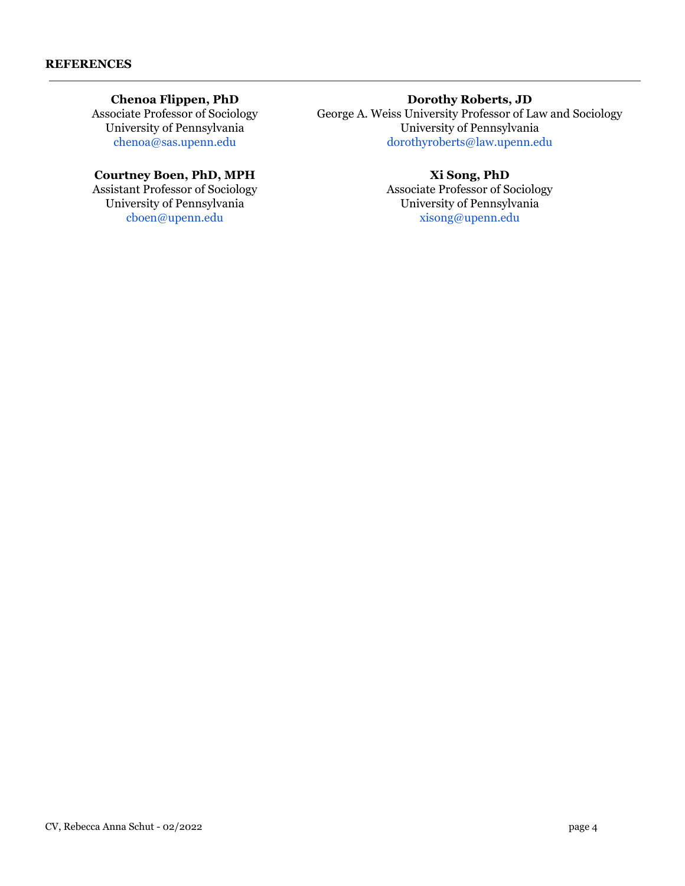**REFERENCES**

---

**Chenoa Flippen, PhD**
Associate Professor of Sociology
University of Pennsylvania
chenoa@sas.upenn.edu

**Courtney Boen, PhD, MPH**
Assistant Professor of Sociology
University of Pennsylvania
cboen@upenn.edu

**Dorothy Roberts, JD**
George A. Weiss University Professor of Law and Sociology
University of Pennsylvania
dorothyroberts@law.upenn.edu

**Xi Song, PhD**
Associate Professor of Sociology
University of Pennsylvania
xisong@upenn.edu